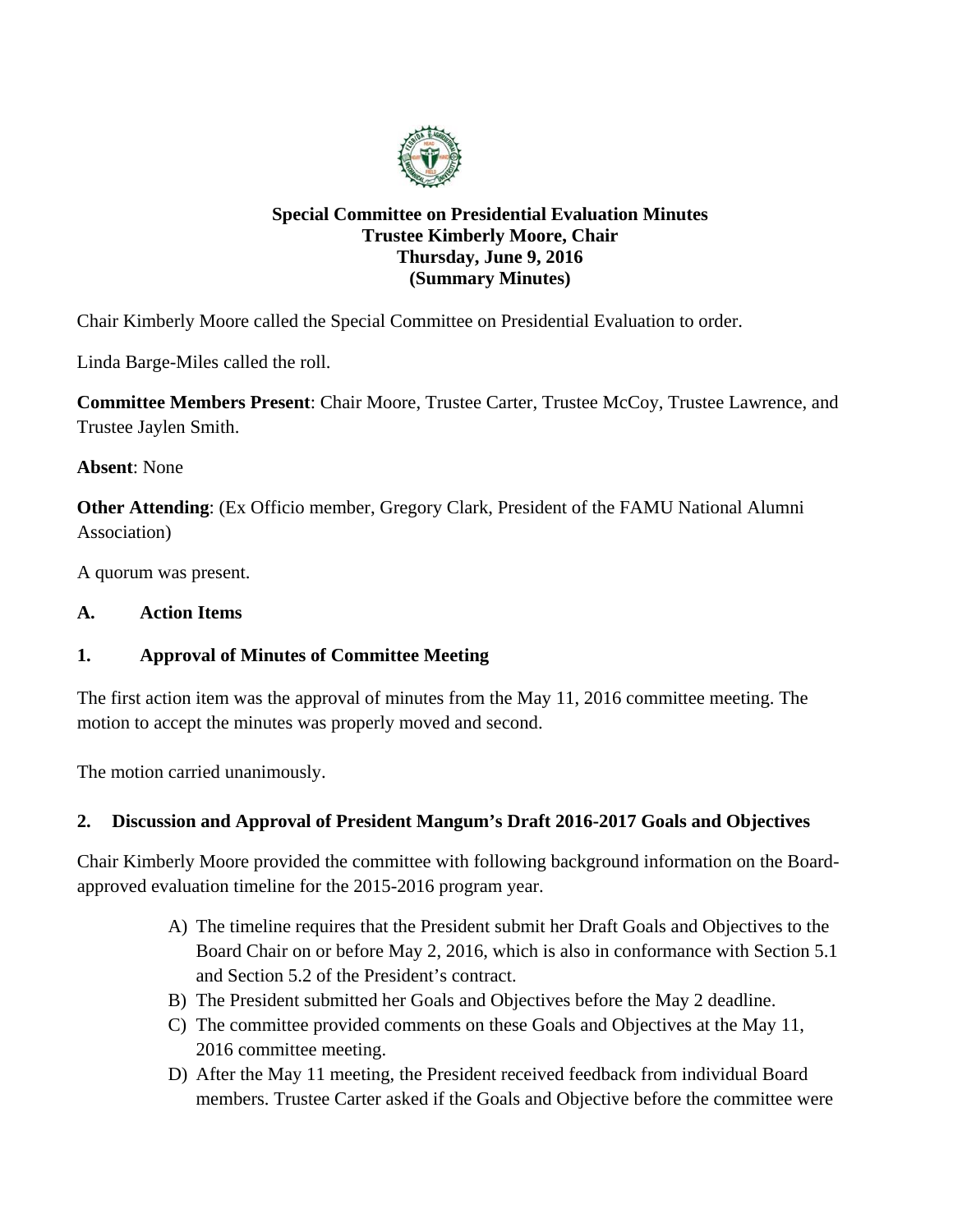**Special Committee on Presidential Evaluation Minutes**
**Trustee Kimberly Moore, Chair**
**Thursday, June 9, 2016**
**(Summary Minutes)**

Chair Kimberly Moore called the Special Committee on Presidential Evaluation to order.

Linda Barge-Miles called the roll.

**Committee Members Present**: Chair Moore, Trustee Carter, Trustee McCoy, Trustee Lawrence, and Trustee Jaylen Smith.

**Absent**: None

**Other Attending**: (Ex Officio member, Gregory Clark, President of the FAMU National Alumni Association)

A quorum was present.

## A. Action Items

### 1. Approval of Minutes of Committee Meeting

The first action item was the approval of minutes from the May 11, 2016 committee meeting. The motion to accept the minutes was properly moved and second.

The motion carried unanimously.

### 2. Discussion and Approval of President Mangum's Draft 2016-2017 Goals and Objectives

Chair Kimberly Moore provided the committee with following background information on the Board-approved evaluation timeline for the 2015-2016 program year.

A) The timeline requires that the President submit her Draft Goals and Objectives to the Board Chair on or before May 2, 2016, which is also in conformance with Section 5.1 and Section 5.2 of the President's contract.

B) The President submitted her Goals and Objectives before the May 2 deadline.

C) The committee provided comments on these Goals and Objectives at the May 11, 2016 committee meeting.

D) After the May 11 meeting, the President received feedback from individual Board members. Trustee Carter asked if the Goals and Objective before the committee were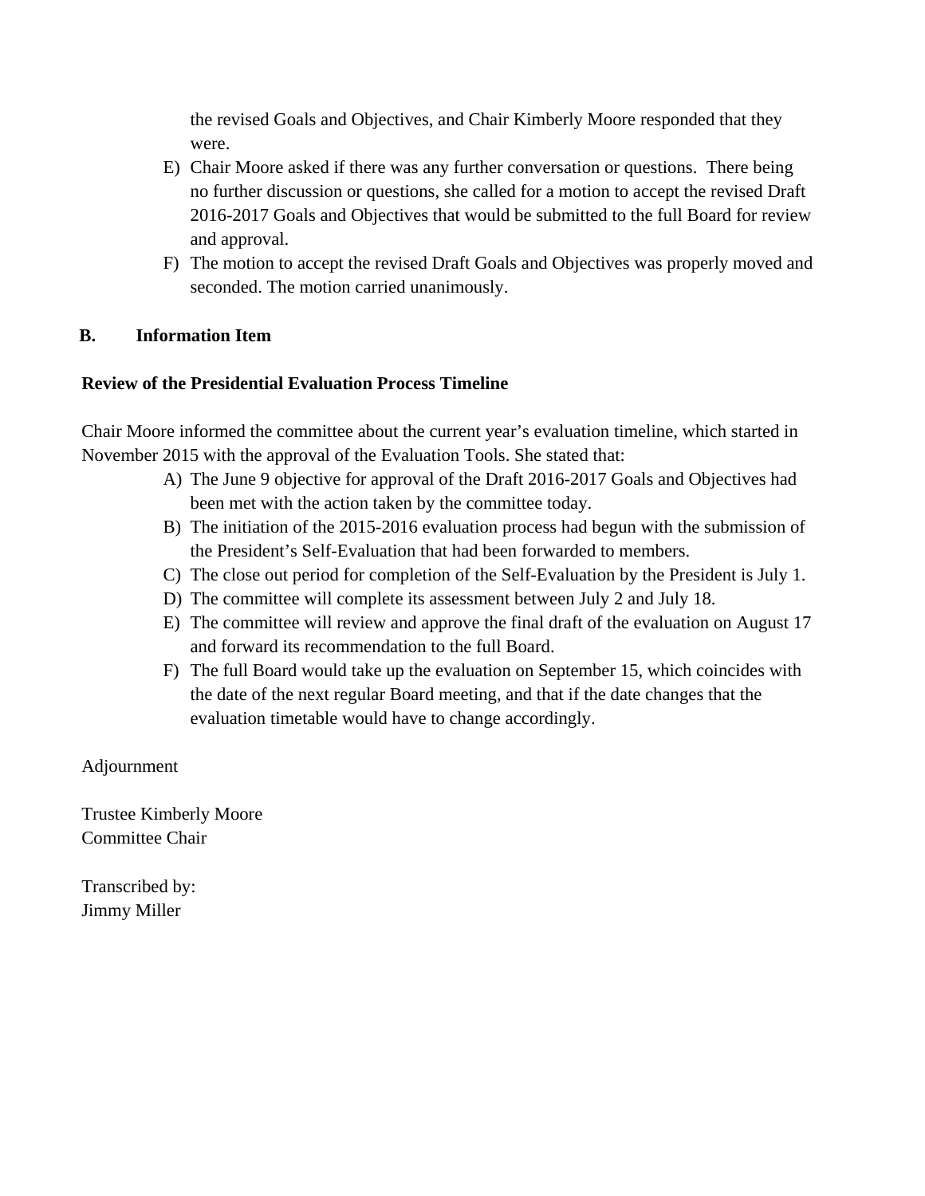the revised Goals and Objectives, and Chair Kimberly Moore responded that they were.

E) Chair Moore asked if there was any further conversation or questions. There being no further discussion or questions, she called for a motion to accept the revised Draft 2016-2017 Goals and Objectives that would be submitted to the full Board for review and approval.

F) The motion to accept the revised Draft Goals and Objectives was properly moved and seconded. The motion carried unanimously.

**B. Information Item**

**Review of the Presidential Evaluation Process Timeline**

Chair Moore informed the committee about the current year's evaluation timeline, which started in November 2015 with the approval of the Evaluation Tools. She stated that:

A) The June 9 objective for approval of the Draft 2016-2017 Goals and Objectives had been met with the action taken by the committee today.

B) The initiation of the 2015-2016 evaluation process had begun with the submission of the President's Self-Evaluation that had been forwarded to members.

C) The close out period for completion of the Self-Evaluation by the President is July 1.

D) The committee will complete its assessment between July 2 and July 18.

E) The committee will review and approve the final draft of the evaluation on August 17 and forward its recommendation to the full Board.

F) The full Board would take up the evaluation on September 15, which coincides with the date of the next regular Board meeting, and that if the date changes that the evaluation timetable would have to change accordingly.

Adjournment

Trustee Kimberly Moore
Committee Chair

Transcribed by:
Jimmy Miller